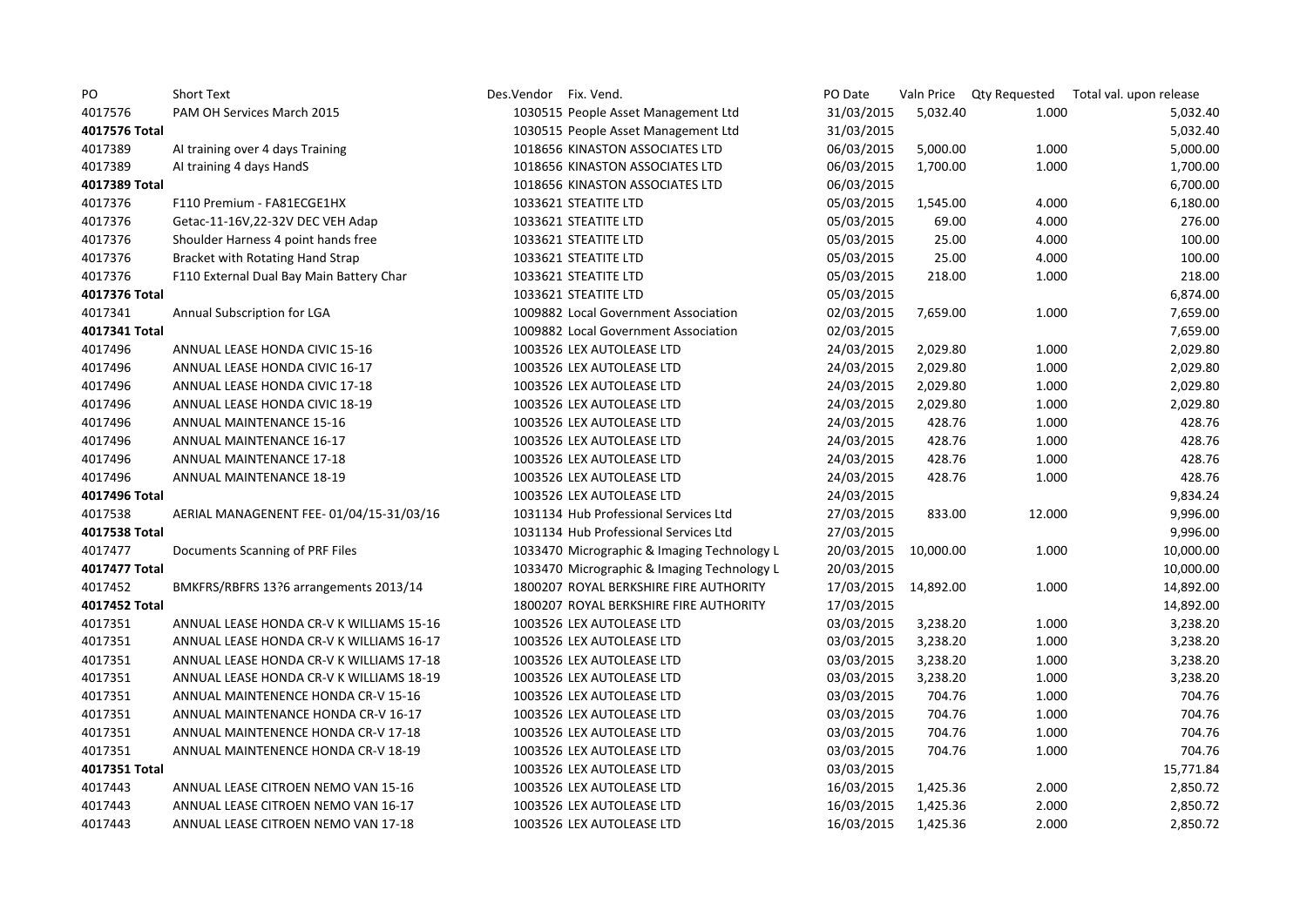| PO | Short Text | Des.Vendor | Fix. Vend. | PO Date | Valn Price | Qty Requested | Total val. upon release |
|---|---|---|---|---|---|---|---|
| 4017576 | PAM OH Services March 2015 | | 1030515 People Asset Management Ltd | 31/03/2015 | 5,032.40 | 1.000 | 5,032.40 |
| **4017576 Total** | | | 1030515 People Asset Management Ltd | 31/03/2015 | | | 5,032.40 |
| 4017389 | AI training over 4 days Training | | 1018656 KINASTON ASSOCIATES LTD | 06/03/2015 | 5,000.00 | 1.000 | 5,000.00 |
| 4017389 | AI training 4 days HandS | | 1018656 KINASTON ASSOCIATES LTD | 06/03/2015 | 1,700.00 | 1.000 | 1,700.00 |
| **4017389 Total** | | | 1018656 KINASTON ASSOCIATES LTD | 06/03/2015 | | | 6,700.00 |
| 4017376 | F110 Premium - FA81ECGE1HX | | 1033621 STEATITE LTD | 05/03/2015 | 1,545.00 | 4.000 | 6,180.00 |
| 4017376 | Getac-11-16V,22-32V DEC VEH Adap | | 1033621 STEATITE LTD | 05/03/2015 | 69.00 | 4.000 | 276.00 |
| 4017376 | Shoulder Harness 4 point hands free | | 1033621 STEATITE LTD | 05/03/2015 | 25.00 | 4.000 | 100.00 |
| 4017376 | Bracket with Rotating Hand Strap | | 1033621 STEATITE LTD | 05/03/2015 | 25.00 | 4.000 | 100.00 |
| 4017376 | F110 External Dual Bay Main Battery Char | | 1033621 STEATITE LTD | 05/03/2015 | 218.00 | 1.000 | 218.00 |
| **4017376 Total** | | | 1033621 STEATITE LTD | 05/03/2015 | | | 6,874.00 |
| 4017341 | Annual Subscription for LGA | | 1009882 Local Government Association | 02/03/2015 | 7,659.00 | 1.000 | 7,659.00 |
| **4017341 Total** | | | 1009882 Local Government Association | 02/03/2015 | | | 7,659.00 |
| 4017496 | ANNUAL LEASE HONDA CIVIC 15-16 | | 1003526 LEX AUTOLEASE LTD | 24/03/2015 | 2,029.80 | 1.000 | 2,029.80 |
| 4017496 | ANNUAL LEASE HONDA CIVIC 16-17 | | 1003526 LEX AUTOLEASE LTD | 24/03/2015 | 2,029.80 | 1.000 | 2,029.80 |
| 4017496 | ANNUAL LEASE HONDA CIVIC 17-18 | | 1003526 LEX AUTOLEASE LTD | 24/03/2015 | 2,029.80 | 1.000 | 2,029.80 |
| 4017496 | ANNUAL LEASE HONDA CIVIC 18-19 | | 1003526 LEX AUTOLEASE LTD | 24/03/2015 | 2,029.80 | 1.000 | 2,029.80 |
| 4017496 | ANNUAL MAINTENANCE 15-16 | | 1003526 LEX AUTOLEASE LTD | 24/03/2015 | 428.76 | 1.000 | 428.76 |
| 4017496 | ANNUAL MAINTENANCE 16-17 | | 1003526 LEX AUTOLEASE LTD | 24/03/2015 | 428.76 | 1.000 | 428.76 |
| 4017496 | ANNUAL MAINTENANCE 17-18 | | 1003526 LEX AUTOLEASE LTD | 24/03/2015 | 428.76 | 1.000 | 428.76 |
| 4017496 | ANNUAL MAINTENANCE 18-19 | | 1003526 LEX AUTOLEASE LTD | 24/03/2015 | 428.76 | 1.000 | 428.76 |
| **4017496 Total** | | | 1003526 LEX AUTOLEASE LTD | 24/03/2015 | | | 9,834.24 |
| 4017538 | AERIAL MANAGENENT FEE- 01/04/15-31/03/16 | | 1031134 Hub Professional Services Ltd | 27/03/2015 | 833.00 | 12.000 | 9,996.00 |
| **4017538 Total** | | | 1031134 Hub Professional Services Ltd | 27/03/2015 | | | 9,996.00 |
| 4017477 | Documents Scanning of PRF Files | | 1033470 Micrographic & Imaging Technology L | 20/03/2015 | 10,000.00 | 1.000 | 10,000.00 |
| **4017477 Total** | | | 1033470 Micrographic & Imaging Technology L | 20/03/2015 | | | 10,000.00 |
| 4017452 | BMKFRS/RBFRS 13?6 arrangements 2013/14 | | 1800207 ROYAL BERKSHIRE FIRE AUTHORITY | 17/03/2015 | 14,892.00 | 1.000 | 14,892.00 |
| **4017452 Total** | | | 1800207 ROYAL BERKSHIRE FIRE AUTHORITY | 17/03/2015 | | | 14,892.00 |
| 4017351 | ANNUAL LEASE HONDA CR-V K WILLIAMS 15-16 | | 1003526 LEX AUTOLEASE LTD | 03/03/2015 | 3,238.20 | 1.000 | 3,238.20 |
| 4017351 | ANNUAL LEASE HONDA CR-V K WILLIAMS 16-17 | | 1003526 LEX AUTOLEASE LTD | 03/03/2015 | 3,238.20 | 1.000 | 3,238.20 |
| 4017351 | ANNUAL LEASE HONDA CR-V K WILLIAMS 17-18 | | 1003526 LEX AUTOLEASE LTD | 03/03/2015 | 3,238.20 | 1.000 | 3,238.20 |
| 4017351 | ANNUAL LEASE HONDA CR-V K WILLIAMS 18-19 | | 1003526 LEX AUTOLEASE LTD | 03/03/2015 | 3,238.20 | 1.000 | 3,238.20 |
| 4017351 | ANNUAL MAINTENENCE HONDA CR-V 15-16 | | 1003526 LEX AUTOLEASE LTD | 03/03/2015 | 704.76 | 1.000 | 704.76 |
| 4017351 | ANNUAL MAINTENANCE HONDA CR-V 16-17 | | 1003526 LEX AUTOLEASE LTD | 03/03/2015 | 704.76 | 1.000 | 704.76 |
| 4017351 | ANNUAL MAINTENENCE HONDA CR-V 17-18 | | 1003526 LEX AUTOLEASE LTD | 03/03/2015 | 704.76 | 1.000 | 704.76 |
| 4017351 | ANNUAL MAINTENENCE HONDA CR-V 18-19 | | 1003526 LEX AUTOLEASE LTD | 03/03/2015 | 704.76 | 1.000 | 704.76 |
| **4017351 Total** | | | 1003526 LEX AUTOLEASE LTD | 03/03/2015 | | | 15,771.84 |
| 4017443 | ANNUAL LEASE CITROEN NEMO VAN 15-16 | | 1003526 LEX AUTOLEASE LTD | 16/03/2015 | 1,425.36 | 2.000 | 2,850.72 |
| 4017443 | ANNUAL LEASE CITROEN NEMO VAN 16-17 | | 1003526 LEX AUTOLEASE LTD | 16/03/2015 | 1,425.36 | 2.000 | 2,850.72 |
| 4017443 | ANNUAL LEASE CITROEN NEMO VAN 17-18 | | 1003526 LEX AUTOLEASE LTD | 16/03/2015 | 1,425.36 | 2.000 | 2,850.72 |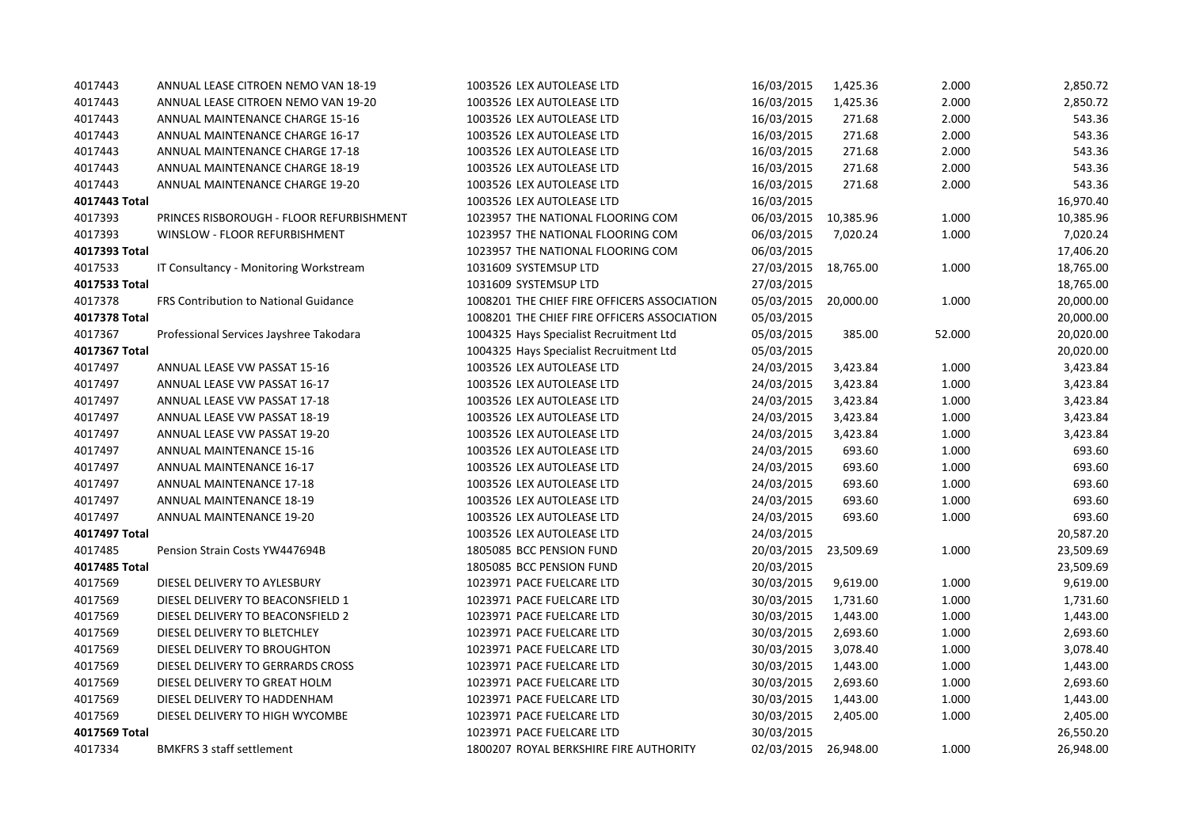| | | | | | | |
|---|---|---|---|---|---|---|
| 4017443 | ANNUAL LEASE CITROEN NEMO VAN 18-19 | 1003526 LEX AUTOLEASE LTD | 16/03/2015 | 1,425.36 | 2.000 | 2,850.72 |
| 4017443 | ANNUAL LEASE CITROEN NEMO VAN 19-20 | 1003526 LEX AUTOLEASE LTD | 16/03/2015 | 1,425.36 | 2.000 | 2,850.72 |
| 4017443 | ANNUAL MAINTENANCE CHARGE 15-16 | 1003526 LEX AUTOLEASE LTD | 16/03/2015 | 271.68 | 2.000 | 543.36 |
| 4017443 | ANNUAL MAINTENANCE CHARGE 16-17 | 1003526 LEX AUTOLEASE LTD | 16/03/2015 | 271.68 | 2.000 | 543.36 |
| 4017443 | ANNUAL MAINTENANCE CHARGE 17-18 | 1003526 LEX AUTOLEASE LTD | 16/03/2015 | 271.68 | 2.000 | 543.36 |
| 4017443 | ANNUAL MAINTENANCE CHARGE 18-19 | 1003526 LEX AUTOLEASE LTD | 16/03/2015 | 271.68 | 2.000 | 543.36 |
| 4017443 | ANNUAL MAINTENANCE CHARGE 19-20 | 1003526 LEX AUTOLEASE LTD | 16/03/2015 | 271.68 | 2.000 | 543.36 |
| **4017443 Total** | | 1003526 LEX AUTOLEASE LTD | 16/03/2015 | | | 16,970.40 |
| 4017393 | PRINCES RISBOROUGH - FLOOR REFURBISHMENT | 1023957 THE NATIONAL FLOORING COM | 06/03/2015 | 10,385.96 | 1.000 | 10,385.96 |
| 4017393 | WINSLOW - FLOOR REFURBISHMENT | 1023957 THE NATIONAL FLOORING COM | 06/03/2015 | 7,020.24 | 1.000 | 7,020.24 |
| **4017393 Total** | | 1023957 THE NATIONAL FLOORING COM | 06/03/2015 | | | 17,406.20 |
| 4017533 | IT Consultancy - Monitoring Workstream | 1031609 SYSTEMSUP LTD | 27/03/2015 | 18,765.00 | 1.000 | 18,765.00 |
| **4017533 Total** | | 1031609 SYSTEMSUP LTD | 27/03/2015 | | | 18,765.00 |
| 4017378 | FRS Contribution to National Guidance | 1008201 THE CHIEF FIRE OFFICERS ASSOCIATION | 05/03/2015 | 20,000.00 | 1.000 | 20,000.00 |
| **4017378 Total** | | 1008201 THE CHIEF FIRE OFFICERS ASSOCIATION | 05/03/2015 | | | 20,000.00 |
| 4017367 | Professional Services Jayshree Takodara | 1004325 Hays Specialist Recruitment Ltd | 05/03/2015 | 385.00 | 52.000 | 20,020.00 |
| **4017367 Total** | | 1004325 Hays Specialist Recruitment Ltd | 05/03/2015 | | | 20,020.00 |
| 4017497 | ANNUAL LEASE VW PASSAT 15-16 | 1003526 LEX AUTOLEASE LTD | 24/03/2015 | 3,423.84 | 1.000 | 3,423.84 |
| 4017497 | ANNUAL LEASE VW PASSAT 16-17 | 1003526 LEX AUTOLEASE LTD | 24/03/2015 | 3,423.84 | 1.000 | 3,423.84 |
| 4017497 | ANNUAL LEASE VW PASSAT 17-18 | 1003526 LEX AUTOLEASE LTD | 24/03/2015 | 3,423.84 | 1.000 | 3,423.84 |
| 4017497 | ANNUAL LEASE VW PASSAT 18-19 | 1003526 LEX AUTOLEASE LTD | 24/03/2015 | 3,423.84 | 1.000 | 3,423.84 |
| 4017497 | ANNUAL LEASE VW PASSAT 19-20 | 1003526 LEX AUTOLEASE LTD | 24/03/2015 | 3,423.84 | 1.000 | 3,423.84 |
| 4017497 | ANNUAL MAINTENANCE 15-16 | 1003526 LEX AUTOLEASE LTD | 24/03/2015 | 693.60 | 1.000 | 693.60 |
| 4017497 | ANNUAL MAINTENANCE 16-17 | 1003526 LEX AUTOLEASE LTD | 24/03/2015 | 693.60 | 1.000 | 693.60 |
| 4017497 | ANNUAL MAINTENANCE 17-18 | 1003526 LEX AUTOLEASE LTD | 24/03/2015 | 693.60 | 1.000 | 693.60 |
| 4017497 | ANNUAL MAINTENANCE 18-19 | 1003526 LEX AUTOLEASE LTD | 24/03/2015 | 693.60 | 1.000 | 693.60 |
| 4017497 | ANNUAL MAINTENANCE 19-20 | 1003526 LEX AUTOLEASE LTD | 24/03/2015 | 693.60 | 1.000 | 693.60 |
| **4017497 Total** | | 1003526 LEX AUTOLEASE LTD | 24/03/2015 | | | 20,587.20 |
| 4017485 | Pension Strain Costs YW447694B | 1805085 BCC PENSION FUND | 20/03/2015 | 23,509.69 | 1.000 | 23,509.69 |
| **4017485 Total** | | 1805085 BCC PENSION FUND | 20/03/2015 | | | 23,509.69 |
| 4017569 | DIESEL DELIVERY TO AYLESBURY | 1023971 PACE FUELCARE LTD | 30/03/2015 | 9,619.00 | 1.000 | 9,619.00 |
| 4017569 | DIESEL DELIVERY TO BEACONSFIELD 1 | 1023971 PACE FUELCARE LTD | 30/03/2015 | 1,731.60 | 1.000 | 1,731.60 |
| 4017569 | DIESEL DELIVERY TO BEACONSFIELD 2 | 1023971 PACE FUELCARE LTD | 30/03/2015 | 1,443.00 | 1.000 | 1,443.00 |
| 4017569 | DIESEL DELIVERY TO BLETCHLEY | 1023971 PACE FUELCARE LTD | 30/03/2015 | 2,693.60 | 1.000 | 2,693.60 |
| 4017569 | DIESEL DELIVERY TO BROUGHTON | 1023971 PACE FUELCARE LTD | 30/03/2015 | 3,078.40 | 1.000 | 3,078.40 |
| 4017569 | DIESEL DELIVERY TO GERRARDS CROSS | 1023971 PACE FUELCARE LTD | 30/03/2015 | 1,443.00 | 1.000 | 1,443.00 |
| 4017569 | DIESEL DELIVERY TO GREAT HOLM | 1023971 PACE FUELCARE LTD | 30/03/2015 | 2,693.60 | 1.000 | 2,693.60 |
| 4017569 | DIESEL DELIVERY TO HADDENHAM | 1023971 PACE FUELCARE LTD | 30/03/2015 | 1,443.00 | 1.000 | 1,443.00 |
| 4017569 | DIESEL DELIVERY TO HIGH WYCOMBE | 1023971 PACE FUELCARE LTD | 30/03/2015 | 2,405.00 | 1.000 | 2,405.00 |
| **4017569 Total** | | 1023971 PACE FUELCARE LTD | 30/03/2015 | | | 26,550.20 |
| 4017334 | BMKFRS 3 staff settlement | 1800207 ROYAL BERKSHIRE FIRE AUTHORITY | 02/03/2015 | 26,948.00 | 1.000 | 26,948.00 |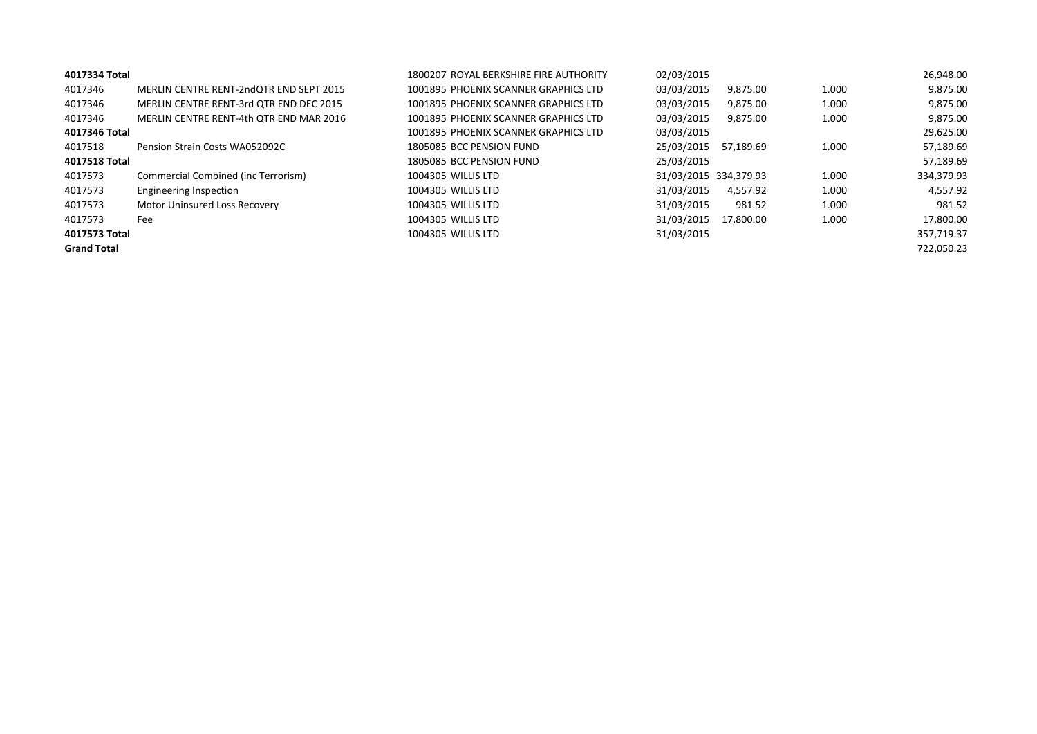| | | | | | | |
|---|---|---|---|---|---|---|
| **4017334 Total** | | 1800207 ROYAL BERKSHIRE FIRE AUTHORITY | 02/03/2015 | | | 26,948.00 |
| 4017346 | MERLIN CENTRE RENT-2ndQTR END SEPT 2015 | 1001895 PHOENIX SCANNER GRAPHICS LTD | 03/03/2015 | 9,875.00 | 1.000 | 9,875.00 |
| 4017346 | MERLIN CENTRE RENT-3rd QTR END DEC 2015 | 1001895 PHOENIX SCANNER GRAPHICS LTD | 03/03/2015 | 9,875.00 | 1.000 | 9,875.00 |
| 4017346 | MERLIN CENTRE RENT-4th QTR END MAR 2016 | 1001895 PHOENIX SCANNER GRAPHICS LTD | 03/03/2015 | 9,875.00 | 1.000 | 9,875.00 |
| **4017346 Total** | | 1001895 PHOENIX SCANNER GRAPHICS LTD | 03/03/2015 | | | 29,625.00 |
| 4017518 | Pension Strain Costs WA052092C | 1805085 BCC PENSION FUND | 25/03/2015 | 57,189.69 | 1.000 | 57,189.69 |
| **4017518 Total** | | 1805085 BCC PENSION FUND | 25/03/2015 | | | 57,189.69 |
| 4017573 | Commercial Combined (inc Terrorism) | 1004305 WILLIS LTD | 31/03/2015 | 334,379.93 | 1.000 | 334,379.93 |
| 4017573 | Engineering Inspection | 1004305 WILLIS LTD | 31/03/2015 | 4,557.92 | 1.000 | 4,557.92 |
| 4017573 | Motor Uninsured Loss Recovery | 1004305 WILLIS LTD | 31/03/2015 | 981.52 | 1.000 | 981.52 |
| 4017573 | Fee | 1004305 WILLIS LTD | 31/03/2015 | 17,800.00 | 1.000 | 17,800.00 |
| **4017573 Total** | | 1004305 WILLIS LTD | 31/03/2015 | | | 357,719.37 |
| **Grand Total** | | | | | | 722,050.23 |